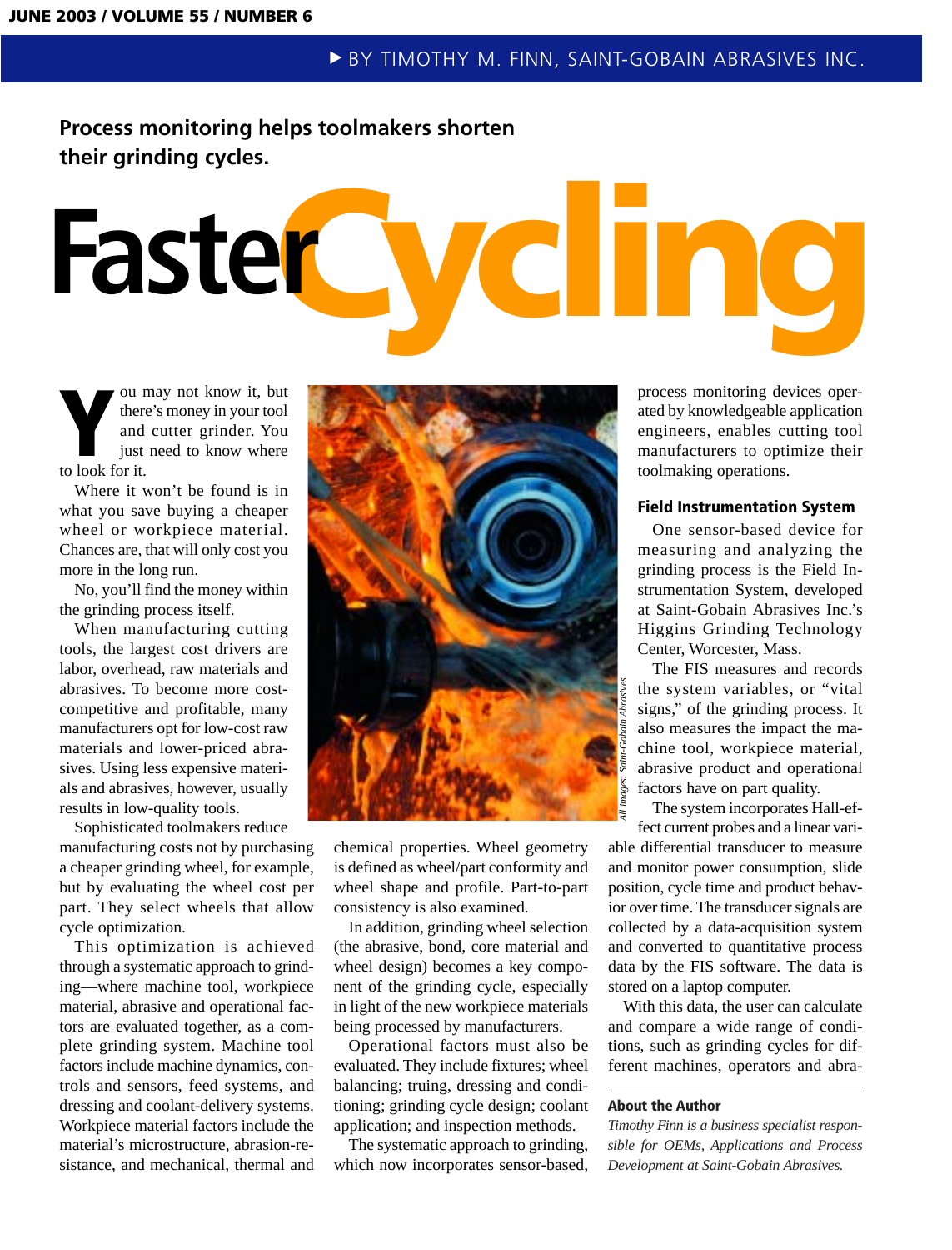BY TIMOTHY M. FINN, SAINT-GOBAIN ABRASIVES INC.

**Process monitoring helps toolmakers shorten their grinding cycles.**

# Faster Cycling

You may not know it, but there's money in your tool and cutter grinder. You just need to know where to look for it.

Where it won't be found is in what you save buying a cheaper wheel or workpiece material. Chances are, that will only cost you more in the long run.

No, you'll find the money within the grinding process itself.

When manufacturing cutting tools, the largest cost drivers are labor, overhead, raw materials and abrasives. To become more cost-competitive and profitable, many manufacturers opt for low-cost raw materials and lower-priced abrasives. Using less expensive materials and abrasives, however, usually results in low-quality tools.

Sophisticated toolmakers reduce manufacturing costs not by purchasing a cheaper grinding wheel, for example, but by evaluating the wheel cost per part. They select wheels that allow cycle optimization.

This optimization is achieved through a systematic approach to grinding—where machine tool, workpiece material, abrasive and operational factors are evaluated together, as a complete grinding system. Machine tool factors include machine dynamics, controls and sensors, feed systems, and dressing and coolant-delivery systems. Workpiece material factors include the material's microstructure, abrasion-resistance, and mechanical, thermal and chemical properties. Wheel geometry is defined as wheel/part conformity and wheel shape and profile. Part-to-part consistency is also examined.

In addition, grinding wheel selection (the abrasive, bond, core material and wheel design) becomes a key component of the grinding cycle, especially in light of the new workpiece materials being processed by manufacturers.

Operational factors must also be evaluated. They include fixtures; wheel balancing; truing, dressing and conditioning; grinding cycle design; coolant application; and inspection methods.

The systematic approach to grinding, which now incorporates sensor-based, process monitoring devices operated by knowledgeable application engineers, enables cutting tool manufacturers to optimize their toolmaking operations.

*All images: Saint-Gobain Abrasives*

## Field Instrumentation System

One sensor-based device for measuring and analyzing the grinding process is the Field Instrumentation System, developed at Saint-Gobain Abrasives Inc.'s Higgins Grinding Technology Center, Worcester, Mass.

The FIS measures and records the system variables, or "vital signs," of the grinding process. It also measures the impact the machine tool, workpiece material, abrasive product and operational factors have on part quality.

The system incorporates Hall-effect current probes and a linear variable differential transducer to measure and monitor power consumption, slide position, cycle time and product behavior over time. The transducer signals are collected by a data-acquisition system and converted to quantitative process data by the FIS software. The data is stored on a laptop computer.

With this data, the user can calculate and compare a wide range of conditions, such as grinding cycles for different machines, operators and abra-

**About the Author**

*Timothy Finn is a business specialist responsible for OEMs, Applications and Process Development at Saint-Gobain Abrasives.*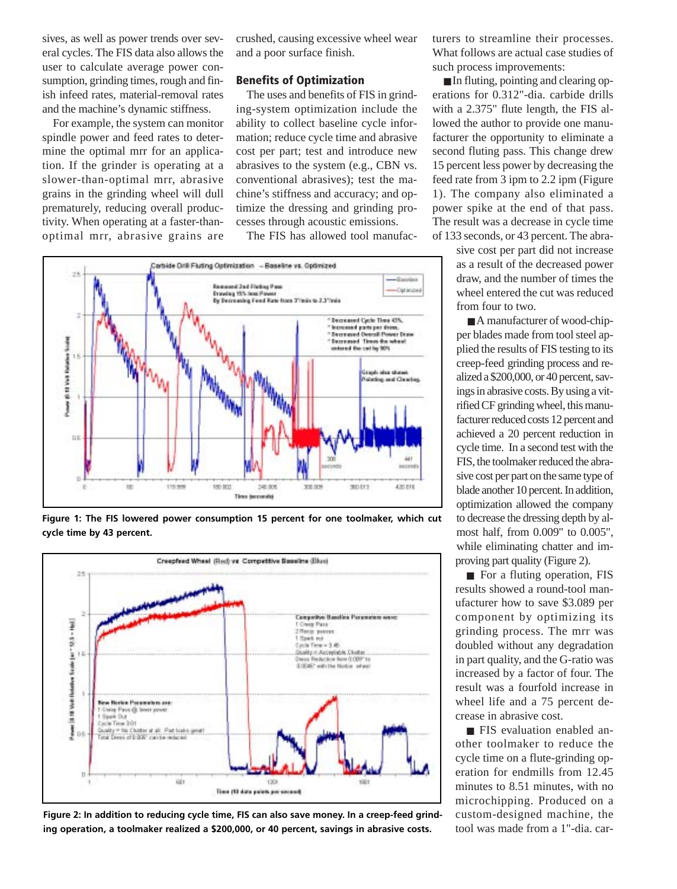sives, as well as power trends over several cycles. The FIS data also allows the user to calculate average power consumption, grinding times, rough and finish infeed rates, material-removal rates and the machine's dynamic stiffness.

For example, the system can monitor spindle power and feed rates to determine the optimal mrr for an application. If the grinder is operating at a slower-than-optimal mrr, abrasive grains in the grinding wheel will dull prematurely, reducing overall productivity. When operating at a faster-than-optimal mrr, abrasive grains are crushed, causing excessive wheel wear and a poor surface finish.

## Benefits of Optimization

The uses and benefits of FIS in grinding-system optimization include the ability to collect baseline cycle information; reduce cycle time and abrasive cost per part; test and introduce new abrasives to the system (e.g., CBN vs. conventional abrasives); test the machine's stiffness and accuracy; and optimize the dressing and grinding processes through acoustic emissions.

The FIS has allowed tool manufacturers to streamline their processes. What follows are actual case studies of such process improvements:

- In fluting, pointing and clearing operations for 0.312"-dia. carbide drills with a 2.375" flute length, the FIS allowed the author to provide one manufacturer the opportunity to eliminate a second fluting pass. This change drew 15 percent less power by decreasing the feed rate from 3 ipm to 2.2 ipm (Figure 1). The company also eliminated a power spike at the end of that pass. The result was a decrease in cycle time of 133 seconds, or 43 percent. The abrasive cost per part did not increase as a result of the decreased power draw, and the number of times the wheel entered the cut was reduced from four to two.

**Figure 1: The FIS lowered power consumption 15 percent for one toolmaker, which cut cycle time by 43 percent.**

**Figure 2: In addition to reducing cycle time, FIS can also save money. In a creep-feed grinding operation, a toolmaker realized a $200,000, or 40 percent, savings in abrasive costs.**

- A manufacturer of wood-chipper blades made from tool steel applied the results of FIS testing to its creep-feed grinding process and realized a $200,000, or 40 percent, savings in abrasive costs. By using a vitrified CF grinding wheel, this manufacturer reduced costs 12 percent and achieved a 20 percent reduction in cycle time. In a second test with the FIS, the toolmaker reduced the abrasive cost per part on the same type of blade another 10 percent. In addition, optimization allowed the company to decrease the dressing depth by almost half, from 0.009" to 0.005", while eliminating chatter and improving part quality (Figure 2).

- For a fluting operation, FIS results showed a round-tool manufacturer how to save $3.089 per component by optimizing its grinding process. The mrr was doubled without any degradation in part quality, and the G-ratio was increased by a factor of four. The result was a fourfold increase in wheel life and a 75 percent decrease in abrasive cost.

- FIS evaluation enabled another toolmaker to reduce the cycle time on a flute-grinding operation for endmills from 12.45 minutes to 8.51 minutes, with no microchipping. Produced on a custom-designed machine, the tool was made from a 1"-dia. car-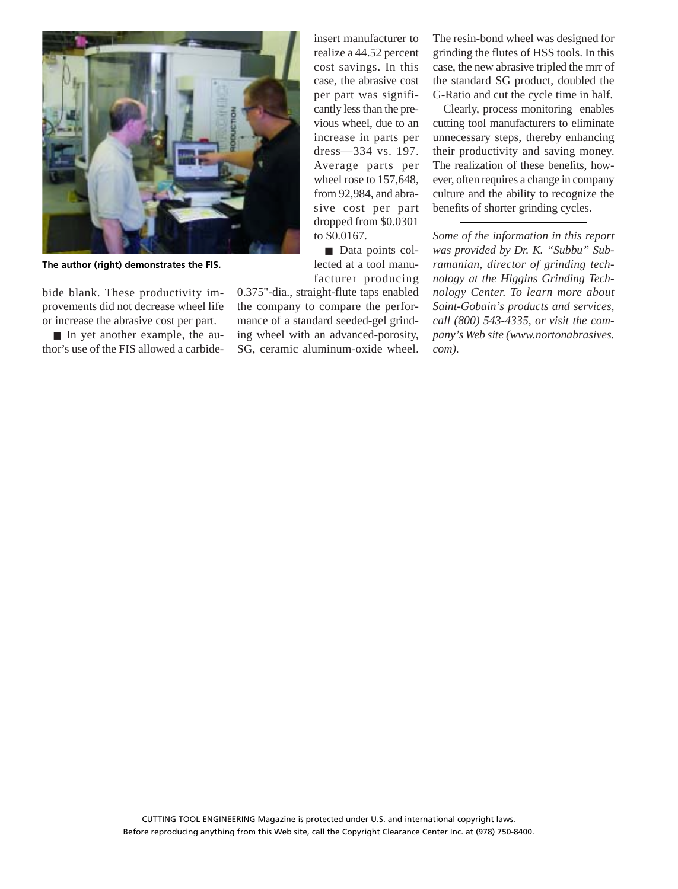The author (right) demonstrates the FIS.

bide blank. These productivity improvements did not decrease wheel life or increase the abrasive cost per part.

■ In yet another example, the author's use of the FIS allowed a carbide-insert manufacturer to realize a 44.52 percent cost savings. In this case, the abrasive cost per part was significantly less than the previous wheel, due to an increase in parts per dress—334 vs. 197. Average parts per wheel rose to 157,648, from 92,984, and abrasive cost per part dropped from $0.0301 to $0.0167.

■ Data points collected at a tool manufacturer producing 0.375"-dia., straight-flute taps enabled the company to compare the performance of a standard seeded-gel grinding wheel with an advanced-porosity, SG, ceramic aluminum-oxide wheel. The resin-bond wheel was designed for grinding the flutes of HSS tools. In this case, the new abrasive tripled the mrr of the standard SG product, doubled the G-Ratio and cut the cycle time in half.

Clearly, process monitoring enables cutting tool manufacturers to eliminate unnecessary steps, thereby enhancing their productivity and saving money. The realization of these benefits, however, often requires a change in company culture and the ability to recognize the benefits of shorter grinding cycles.

---

*Some of the information in this report was provided by Dr. K. "Subbu" Subramanian, director of grinding technology at the Higgins Grinding Technology Center. To learn more about Saint-Gobain's products and services, call (800) 543-4335, or visit the company's Web site (www.nortonabrasives.com).*